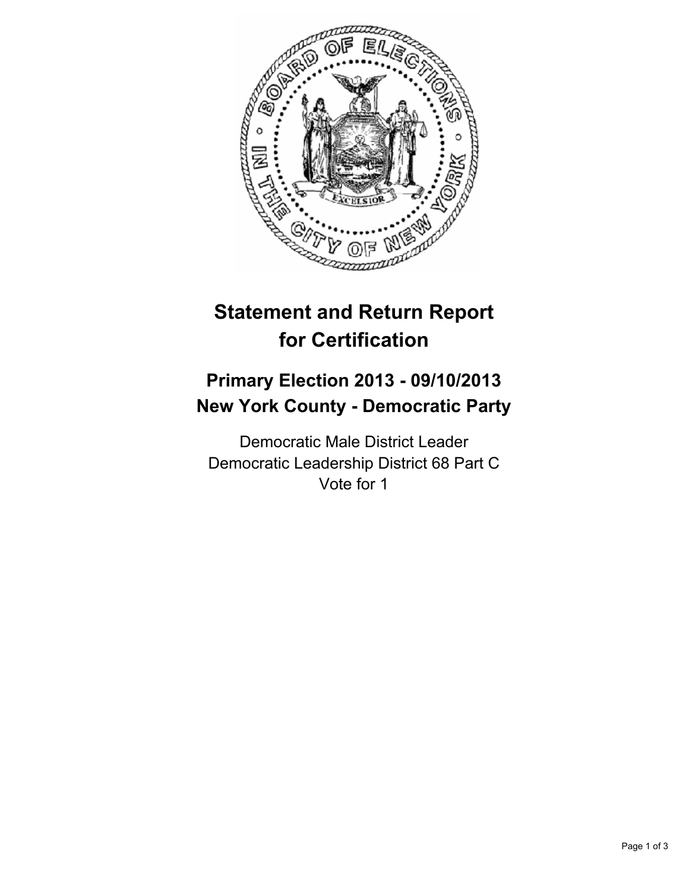# Statement and Return Report for Certification

## Primary Election 2013 - 09/10/2013
## New York County - Democratic Party

Democratic Male District Leader
Democratic Leadership District 68 Part C
Vote for 1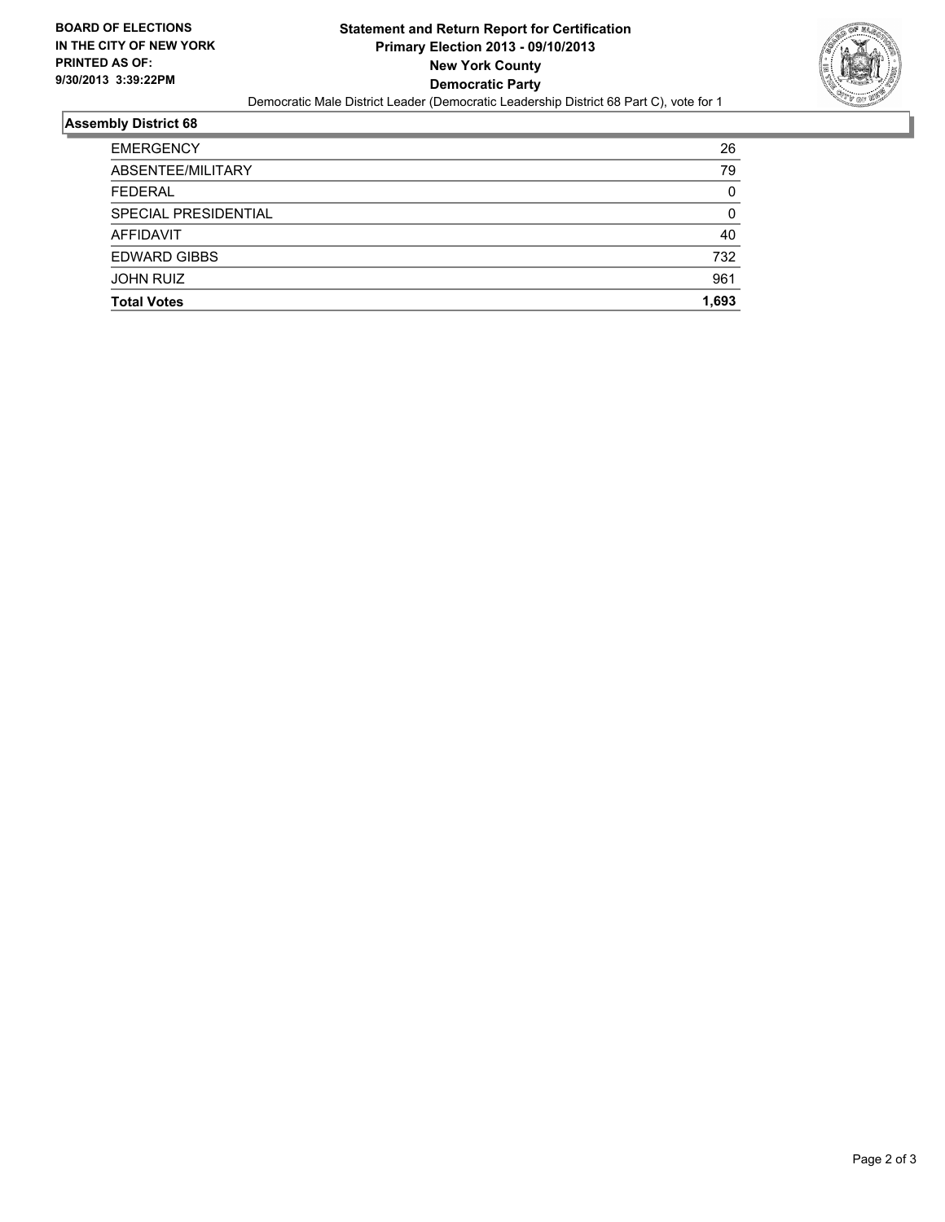**BOARD OF ELECTIONS IN THE CITY OF NEW YORK**
**PRINTED AS OF: 9/30/2013 3:39:22PM**

# Statement and Return Report for Certification
## Primary Election 2013 - 09/10/2013
## New York County
## Democratic Party

Democratic Male District Leader (Democratic Leadership District 68 Part C), vote for 1

### Assembly District 68

| | |
|---|---|
| EMERGENCY | 26 |
| ABSENTEE/MILITARY | 79 |
| FEDERAL | 0 |
| SPECIAL PRESIDENTIAL | 0 |
| AFFIDAVIT | 40 |
| EDWARD GIBBS | 732 |
| JOHN RUIZ | 961 |
| **Total Votes** | **1,693** |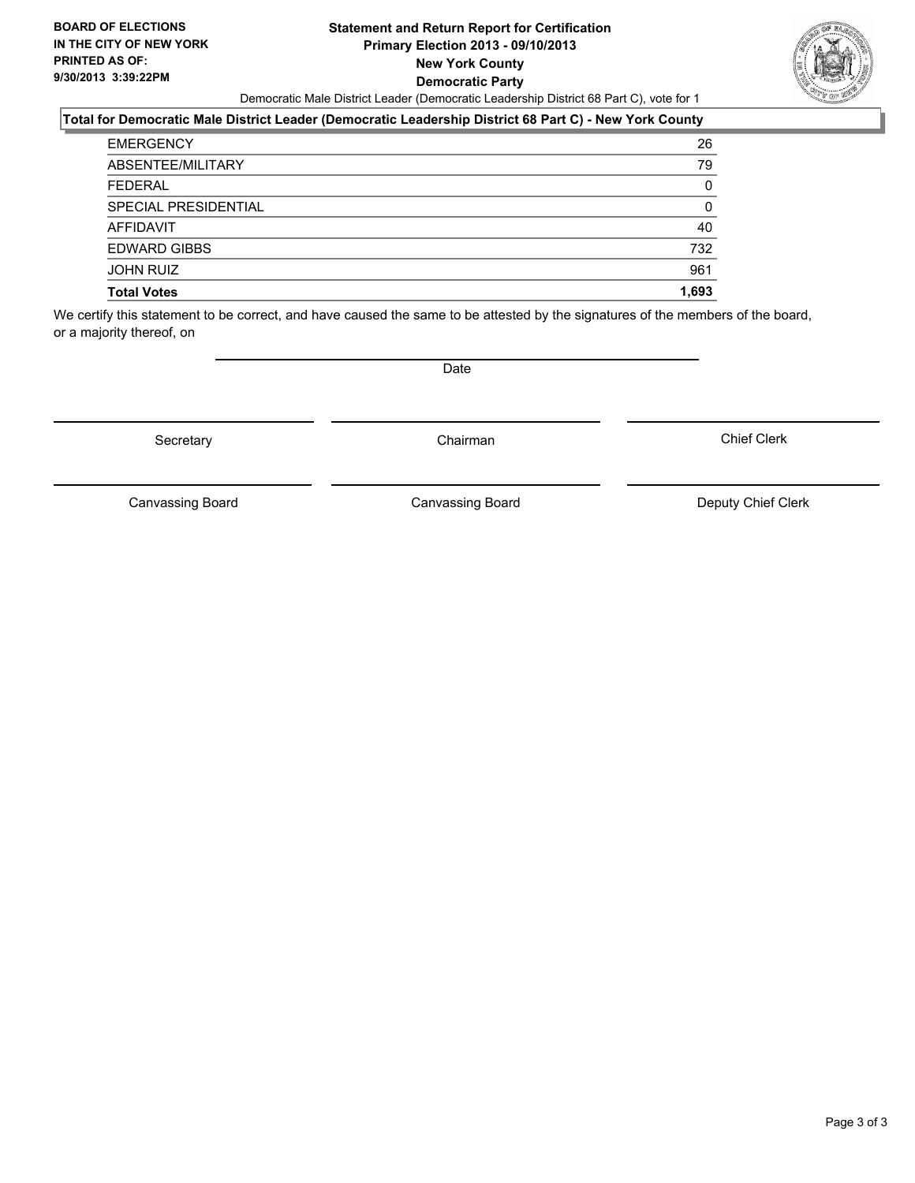**BOARD OF ELECTIONS IN THE CITY OF NEW YORK**
**PRINTED AS OF:**
**9/30/2013 3:39:22PM**

# Statement and Return Report for Certification
## Primary Election 2013 - 09/10/2013
## New York County
## Democratic Party

Democratic Male District Leader (Democratic Leadership District 68 Part C), vote for 1

**Total for Democratic Male District Leader (Democratic Leadership District 68 Part C) - New York County**

| | |
|---|---|
| EMERGENCY | 26 |
| ABSENTEE/MILITARY | 79 |
| FEDERAL | 0 |
| SPECIAL PRESIDENTIAL | 0 |
| AFFIDAVIT | 40 |
| EDWARD GIBBS | 732 |
| JOHN RUIZ | 961 |
| **Total Votes** | **1,693** |

We certify this statement to be correct, and have caused the same to be attested by the signatures of the members of the board, or a majority thereof, on

Date

Secretary

Chairman

Chief Clerk

Canvassing Board

Canvassing Board

Deputy Chief Clerk